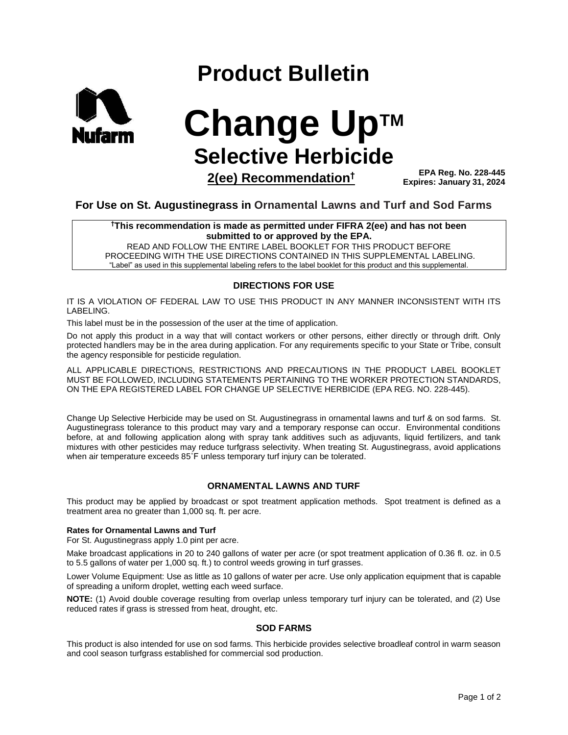# Product Bulletin

Nufarm

# Change Up™

## Selective Herbicide

**2(ee) Recommendation†**

**EPA Reg. No. 228-445**
**Expires: January 31, 2024**

### For Use on St. Augustinegrass in Ornamental Lawns and Turf and Sod Farms

**†This recommendation is made as permitted under FIFRA 2(ee) and has not been submitted to or approved by the EPA.**

READ AND FOLLOW THE ENTIRE LABEL BOOKLET FOR THIS PRODUCT BEFORE PROCEEDING WITH THE USE DIRECTIONS CONTAINED IN THIS SUPPLEMENTAL LABELING.

"Label" as used in this supplemental labeling refers to the label booklet for this product and this supplemental.

### DIRECTIONS FOR USE

IT IS A VIOLATION OF FEDERAL LAW TO USE THIS PRODUCT IN ANY MANNER INCONSISTENT WITH ITS LABELING.

This label must be in the possession of the user at the time of application.

Do not apply this product in a way that will contact workers or other persons, either directly or through drift. Only protected handlers may be in the area during application. For any requirements specific to your State or Tribe, consult the agency responsible for pesticide regulation.

ALL APPLICABLE DIRECTIONS, RESTRICTIONS AND PRECAUTIONS IN THE PRODUCT LABEL BOOKLET MUST BE FOLLOWED, INCLUDING STATEMENTS PERTAINING TO THE WORKER PROTECTION STANDARDS, ON THE EPA REGISTERED LABEL FOR CHANGE UP SELECTIVE HERBICIDE (EPA REG. NO. 228-445).

Change Up Selective Herbicide may be used on St. Augustinegrass in ornamental lawns and turf & on sod farms. St. Augustinegrass tolerance to this product may vary and a temporary response can occur. Environmental conditions before, at and following application along with spray tank additives such as adjuvants, liquid fertilizers, and tank mixtures with other pesticides may reduce turfgrass selectivity. When treating St. Augustinegrass, avoid applications when air temperature exceeds 85˚F unless temporary turf injury can be tolerated.

### ORNAMENTAL LAWNS AND TURF

This product may be applied by broadcast or spot treatment application methods. Spot treatment is defined as a treatment area no greater than 1,000 sq. ft. per acre.

**Rates for Ornamental Lawns and Turf**

For St. Augustinegrass apply 1.0 pint per acre.

Make broadcast applications in 20 to 240 gallons of water per acre (or spot treatment application of 0.36 fl. oz. in 0.5 to 5.5 gallons of water per 1,000 sq. ft.) to control weeds growing in turf grasses.

Lower Volume Equipment: Use as little as 10 gallons of water per acre. Use only application equipment that is capable of spreading a uniform droplet, wetting each weed surface.

**NOTE:** (1) Avoid double coverage resulting from overlap unless temporary turf injury can be tolerated, and (2) Use reduced rates if grass is stressed from heat, drought, etc.

### SOD FARMS

This product is also intended for use on sod farms. This herbicide provides selective broadleaf control in warm season and cool season turfgrass established for commercial sod production.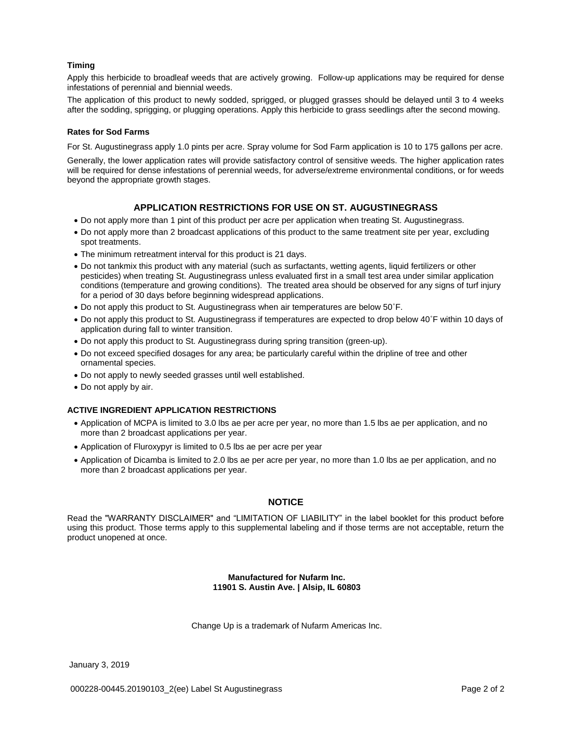### Timing

Apply this herbicide to broadleaf weeds that are actively growing. Follow-up applications may be required for dense infestations of perennial and biennial weeds.

The application of this product to newly sodded, sprigged, or plugged grasses should be delayed until 3 to 4 weeks after the sodding, sprigging, or plugging operations. Apply this herbicide to grass seedlings after the second mowing.

### Rates for Sod Farms

For St. Augustinegrass apply 1.0 pints per acre. Spray volume for Sod Farm application is 10 to 175 gallons per acre.

Generally, the lower application rates will provide satisfactory control of sensitive weeds. The higher application rates will be required for dense infestations of perennial weeds, for adverse/extreme environmental conditions, or for weeds beyond the appropriate growth stages.

## APPLICATION RESTRICTIONS FOR USE ON ST. AUGUSTINEGRASS

- Do not apply more than 1 pint of this product per acre per application when treating St. Augustinegrass.
- Do not apply more than 2 broadcast applications of this product to the same treatment site per year, excluding spot treatments.
- The minimum retreatment interval for this product is 21 days.
- Do not tankmix this product with any material (such as surfactants, wetting agents, liquid fertilizers or other pesticides) when treating St. Augustinegrass unless evaluated first in a small test area under similar application conditions (temperature and growing conditions). The treated area should be observed for any signs of turf injury for a period of 30 days before beginning widespread applications.
- Do not apply this product to St. Augustinegrass when air temperatures are below 50˚F.
- Do not apply this product to St. Augustinegrass if temperatures are expected to drop below 40˚F within 10 days of application during fall to winter transition.
- Do not apply this product to St. Augustinegrass during spring transition (green-up).
- Do not exceed specified dosages for any area; be particularly careful within the dripline of tree and other ornamental species.
- Do not apply to newly seeded grasses until well established.
- Do not apply by air.

### ACTIVE INGREDIENT APPLICATION RESTRICTIONS

- Application of MCPA is limited to 3.0 lbs ae per acre per year, no more than 1.5 lbs ae per application, and no more than 2 broadcast applications per year.
- Application of Fluroxypyr is limited to 0.5 lbs ae per acre per year
- Application of Dicamba is limited to 2.0 lbs ae per acre per year, no more than 1.0 lbs ae per application, and no more than 2 broadcast applications per year.

## NOTICE

Read the "WARRANTY DISCLAIMER" and "LIMITATION OF LIABILITY" in the label booklet for this product before using this product. Those terms apply to this supplemental labeling and if those terms are not acceptable, return the product unopened at once.

**Manufactured for Nufarm Inc.**
**11901 S. Austin Ave. | Alsip, IL 60803**

Change Up is a trademark of Nufarm Americas Inc.

January 3, 2019

000228-00445.20190103_2(ee) Label St Augustinegrass